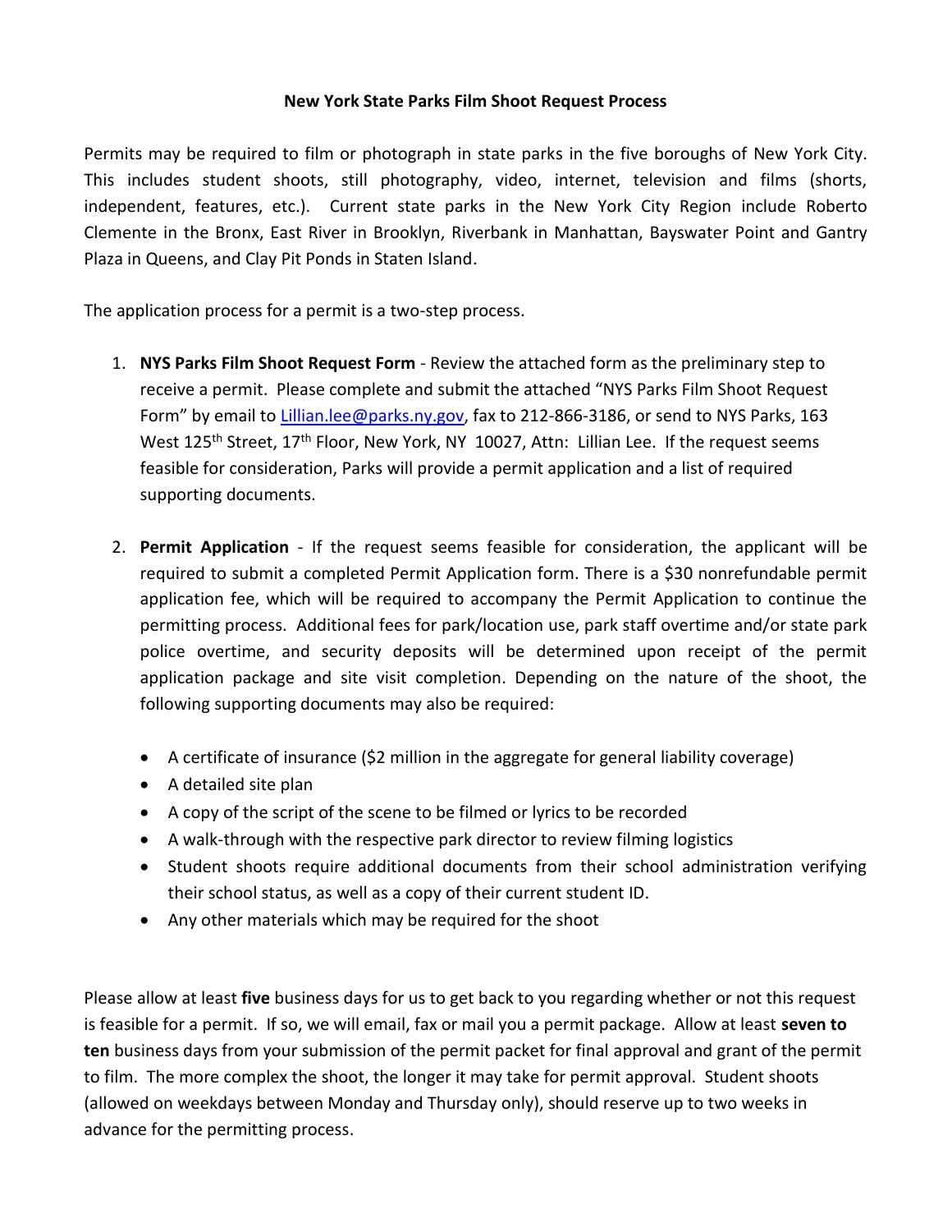**New York State Parks Film Shoot Request Process**

Permits may be required to film or photograph in state parks in the five boroughs of New York City. This includes student shoots, still photography, video, internet, television and films (shorts, independent, features, etc.). Current state parks in the New York City Region include Roberto Clemente in the Bronx, East River in Brooklyn, Riverbank in Manhattan, Bayswater Point and Gantry Plaza in Queens, and Clay Pit Ponds in Staten Island.

The application process for a permit is a two-step process.

1. **NYS Parks Film Shoot Request Form** - Review the attached form as the preliminary step to receive a permit. Please complete and submit the attached "NYS Parks Film Shoot Request Form" by email to [Lillian.lee@parks.ny.gov](mailto:Lillian.lee@parks.ny.gov), fax to 212-866-3186, or send to NYS Parks, 163 West 125th Street, 17th Floor, New York, NY 10027, Attn: Lillian Lee. If the request seems feasible for consideration, Parks will provide a permit application and a list of required supporting documents.

2. **Permit Application** - If the request seems feasible for consideration, the applicant will be required to submit a completed Permit Application form. There is a $30 nonrefundable permit application fee, which will be required to accompany the Permit Application to continue the permitting process. Additional fees for park/location use, park staff overtime and/or state park police overtime, and security deposits will be determined upon receipt of the permit application package and site visit completion. Depending on the nature of the shoot, the following supporting documents may also be required:

   - A certificate of insurance ($2 million in the aggregate for general liability coverage)
   - A detailed site plan
   - A copy of the script of the scene to be filmed or lyrics to be recorded
   - A walk-through with the respective park director to review filming logistics
   - Student shoots require additional documents from their school administration verifying their school status, as well as a copy of their current student ID.
   - Any other materials which may be required for the shoot

Please allow at least **five** business days for us to get back to you regarding whether or not this request is feasible for a permit. If so, we will email, fax or mail you a permit package. Allow at least **seven to ten** business days from your submission of the permit packet for final approval and grant of the permit to film. The more complex the shoot, the longer it may take for permit approval. Student shoots (allowed on weekdays between Monday and Thursday only), should reserve up to two weeks in advance for the permitting process.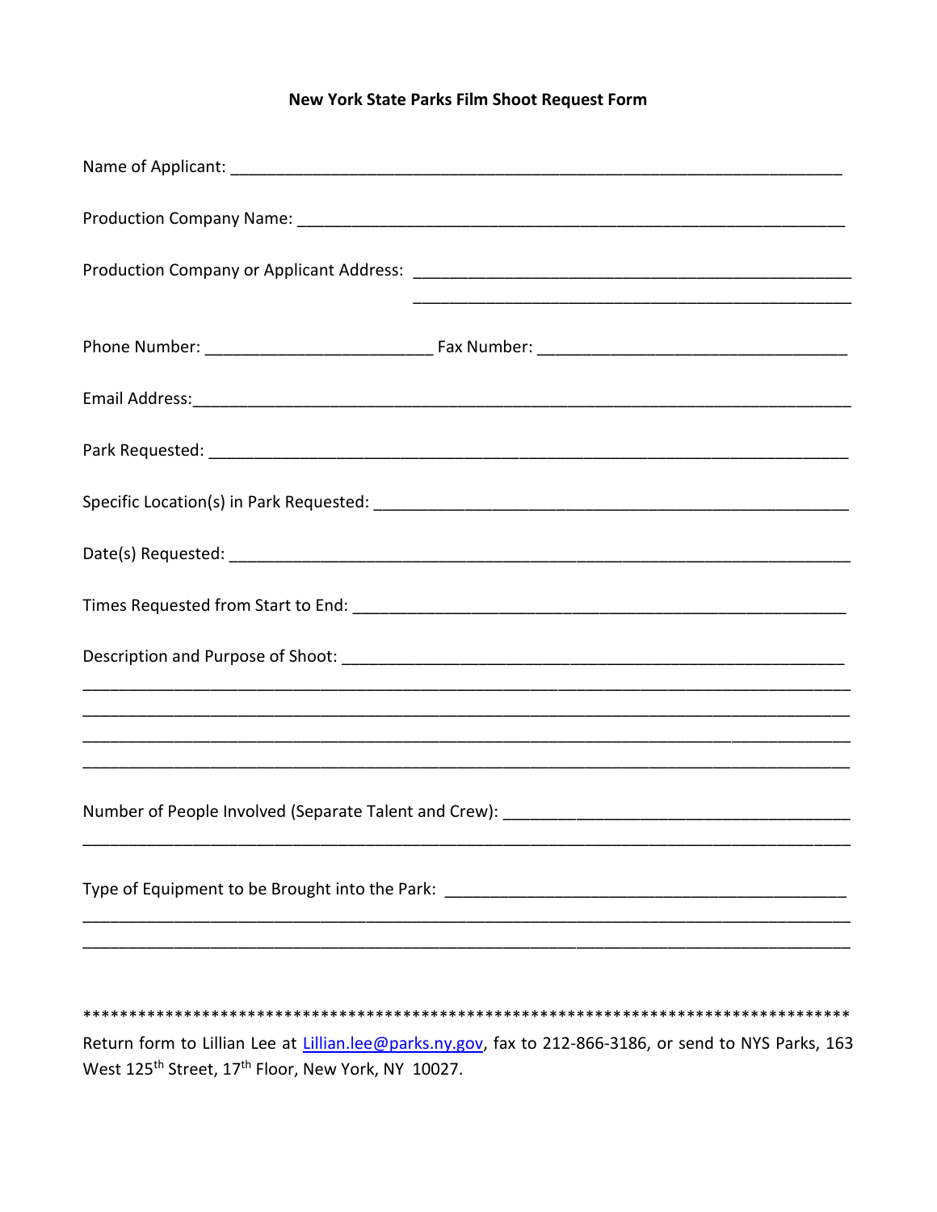# New York State Parks Film Shoot Request Form

Name of Applicant: ______________________________________________________________________

Production Company Name: ____________________________________________________________

Production Company or Applicant Address: _____________________________________________
_____________________________________________

Phone Number: ________________________ Fax Number: ______________________________

Email Address:_______________________________________________________________________

Park Requested: ______________________________________________________________________

Specific Location(s) in Park Requested: _______________________________________________

Date(s) Requested: ____________________________________________________________________

Times Requested from Start to End: ___________________________________________________

Description and Purpose of Shoot: ____________________________________________________
_____________________________________________________________________________________
_____________________________________________________________________________________
_____________________________________________________________________________________
_____________________________________________________________________________________

Number of People Involved (Separate Talent and Crew): ___________________________________
_____________________________________________________________________________________

Type of Equipment to be Brought into the Park: ________________________________________
_____________________________________________________________________________________
_____________________________________________________________________________________

**************************************************************************************

Return form to Lillian Lee at [Lillian.lee@parks.ny.gov](mailto:Lillian.lee@parks.ny.gov), fax to 212-866-3186, or send to NYS Parks, 163 West 125th Street, 17th Floor, New York, NY 10027.